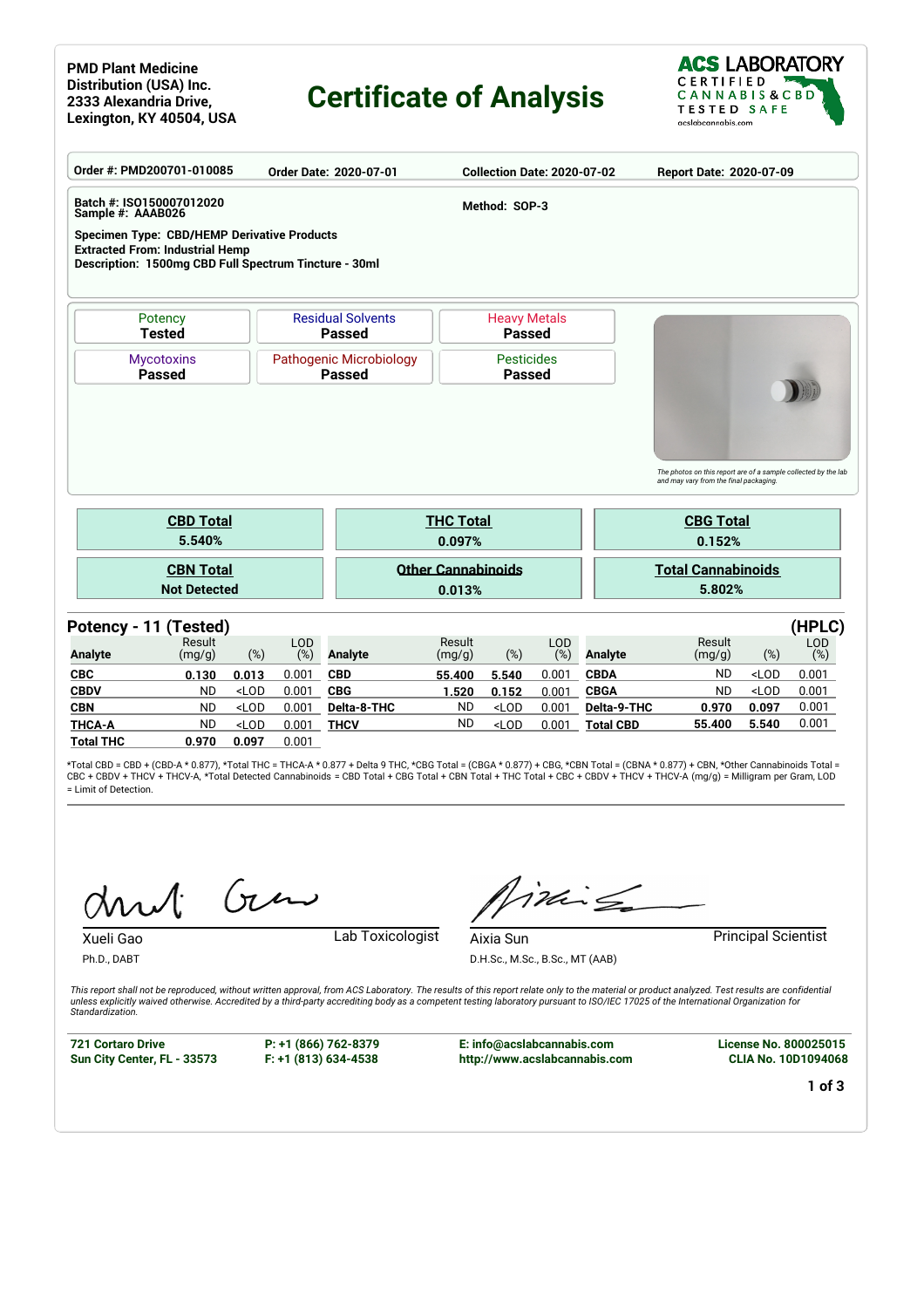PMD Plant Medicine Distribution (USA) Inc.
2333 Alexandria Drive,
Lexington, KY 40504, USA

# Certificate of Analysis

ACS LABORATORY
CERTIFIED CANNABIS & CBD TESTED SAFE
acslabcannabis.com

**Order #:** PMD200701-010085 **Order Date:** 2020-07-01 **Collection Date:** 2020-07-02 **Report Date:** 2020-07-09

**Batch #:** ISO150007012020
**Sample #:** AAAB026
**Method:** SOP-3

**Specimen Type:** CBD/HEMP Derivative Products
**Extracted From:** Industrial Hemp
**Description:** 1500mg CBD Full Spectrum Tincture - 30ml

| Potency | Residual Solvents | Heavy Metals |
|---|---|---|
| **Tested** | **Passed** | **Passed** |
| **Mycotoxins** | **Pathogenic Microbiology** | **Pesticides** |
| **Passed** | **Passed** | **Passed** |

*The photos on this report are of a sample collected by the lab and may vary from the final packaging.*

| CBD Total | THC Total | CBG Total |
|---|---|---|
| 5.540% | 0.097% | 0.152% |
| **CBN Total** | **Other Cannabinoids** | **Total Cannabinoids** |
| Not Detected | 0.013% | 5.802% |

## Potency - 11 (Tested) (HPLC)

| Analyte | Result (mg/g) | (%) | LOD (%) | Analyte | Result (mg/g) | (%) | LOD (%) | Analyte | Result (mg/g) | (%) | LOD (%) |
|---|---|---|---|---|---|---|---|---|---|---|---|
| CBC | 0.130 | 0.013 | 0.001 | CBD | 55.400 | 5.540 | 0.001 | CBDA | ND | <LOD | 0.001 |
| CBDV | ND | <LOD | 0.001 | CBG | 1.520 | 0.152 | 0.001 | CBGA | ND | <LOD | 0.001 |
| CBN | ND | <LOD | 0.001 | Delta-8-THC | ND | <LOD | 0.001 | Delta-9-THC | 0.970 | 0.097 | 0.001 |
| THCA-A | ND | <LOD | 0.001 | THCV | ND | <LOD | 0.001 | Total CBD | 55.400 | 5.540 | 0.001 |
| Total THC | 0.970 | 0.097 | 0.001 | | | | | | | | |

*Total CBD = CBD + (CBD-A * 0.877), *Total THC = THCA-A * 0.877 + Delta 9 THC, *CBG Total = (CBGA * 0.877) + CBG, *CBN Total = (CBNA * 0.877) + CBN, *Other Cannabinoids Total = CBC + CBDV + THCV + THCV-A, *Total Detected Cannabinoids = CBD Total + CBG Total + CBN Total + THC Total + CBC + CBDV + THCV + THCV-A (mg/g) = Milligram per Gram, LOD = Limit of Detection.

Xueli Gao — Lab Toxicologist
Ph.D., DABT

Aixia Sun — Principal Scientist
D.H.Sc., M.Sc., B.Sc., MT (AAB)

*This report shall not be reproduced, without written approval, from ACS Laboratory. The results of this report relate only to the material or product analyzed. Test results are confidential unless explicitly waived otherwise. Accredited by a third-party accrediting body as a competent testing laboratory pursuant to ISO/IEC 17025 of the International Organization for Standardization.*

721 Cortaro Drive
Sun City Center, FL - 33573

P: +1 (866) 762-8379
F: +1 (813) 634-4538

E: info@acslabcannabis.com
http://www.acslabcannabis.com

License No. 800025015
CLIA No. 10D1094068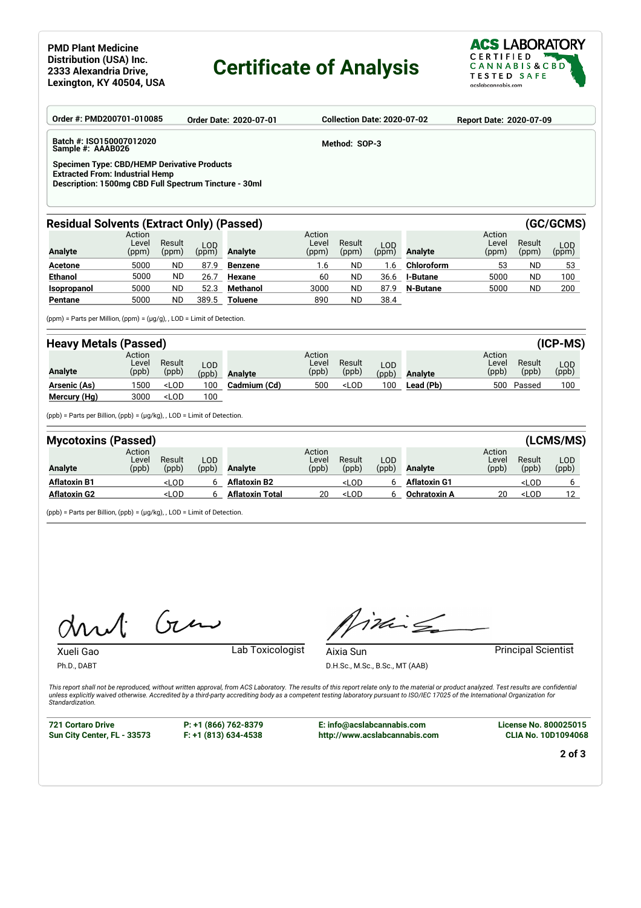PMD Plant Medicine Distribution (USA) Inc.
2333 Alexandria Drive,
Lexington, KY 40504, USA

# Certificate of Analysis

ACS LABORATORY
CERTIFIED CANNABIS & CBD TESTED SAFE
acslabcannabis.com

**Order #:** PMD200701-010085 **Order Date:** 2020-07-01 **Collection Date:** 2020-07-02 **Report Date:** 2020-07-09

**Batch #:** ISO150007012020
**Sample #:** AAAB026

**Method:** SOP-3

**Specimen Type:** CBD/HEMP Derivative Products
**Extracted From:** Industrial Hemp
**Description:** 1500mg CBD Full Spectrum Tincture - 30ml

## Residual Solvents (Extract Only) (Passed) (GC/GCMS)

| Analyte | Action Level (ppm) | Result (ppm) | LOD (ppm) | Analyte | Action Level (ppm) | Result (ppm) | LOD (ppm) | Analyte | Action Level (ppm) | Result (ppm) | LOD (ppm) |
|---|---|---|---|---|---|---|---|---|---|---|---|
| Acetone | 5000 | ND | 87.9 | Benzene | 1.6 | ND | 1.6 | Chloroform | 53 | ND | 53 |
| Ethanol | 5000 | ND | 26.7 | Hexane | 60 | ND | 36.6 | I-Butane | 5000 | ND | 100 |
| Isopropanol | 5000 | ND | 52.3 | Methanol | 3000 | ND | 87.9 | N-Butane | 5000 | ND | 200 |
| Pentane | 5000 | ND | 389.5 | Toluene | 890 | ND | 38.4 | | | | |

(ppm) = Parts per Million, (ppm) = (µg/g), , LOD = Limit of Detection.

## Heavy Metals (Passed) (ICP-MS)

| Analyte | Action Level (ppb) | Result (ppb) | LOD (ppb) | Analyte | Action Level (ppb) | Result (ppb) | LOD (ppb) | Analyte | Action Level (ppb) | Result (ppb) | LOD (ppb) |
|---|---|---|---|---|---|---|---|---|---|---|---|
| Arsenic (As) | 1500 | <LOD | 100 | Cadmium (Cd) | 500 | <LOD | 100 | Lead (Pb) | 500 | Passed | 100 |
| Mercury (Hg) | 3000 | <LOD | 100 | | | | | | | | |

(ppb) = Parts per Billion, (ppb) = (µg/kg), , LOD = Limit of Detection.

## Mycotoxins (Passed) (LCMS/MS)

| Analyte | Action Level (ppb) | Result (ppb) | LOD (ppb) | Analyte | Action Level (ppb) | Result (ppb) | LOD (ppb) | Analyte | Action Level (ppb) | Result (ppb) | LOD (ppb) |
|---|---|---|---|---|---|---|---|---|---|---|---|
| Aflatoxin B1 | | <LOD | 6 | Aflatoxin B2 | | <LOD | 6 | Aflatoxin G1 | | <LOD | 6 |
| Aflatoxin G2 | | <LOD | 6 | Aflatoxin Total | 20 | <LOD | 6 | Ochratoxin A | 20 | <LOD | 12 |

(ppb) = Parts per Billion, (ppb) = (µg/kg), , LOD = Limit of Detection.

Xueli Gao — Lab Toxicologist
Ph.D., DABT

Aixia Sun — Principal Scientist
D.H.Sc., M.Sc., B.Sc., MT (AAB)

*This report shall not be reproduced, without written approval, from ACS Laboratory. The results of this report relate only to the material or product analyzed. Test results are confidential unless explicitly waived otherwise. Accredited by a third-party accrediting body as a competent testing laboratory pursuant to ISO/IEC 17025 of the International Organization for Standardization.*

721 Cortaro Drive, Sun City Center, FL - 33573 | P: +1 (866) 762-8379 | F: +1 (813) 634-4538 | E: info@acslabcannabis.com | http://www.acslabcannabis.com | License No. 800025015 | CLIA No. 10D1094068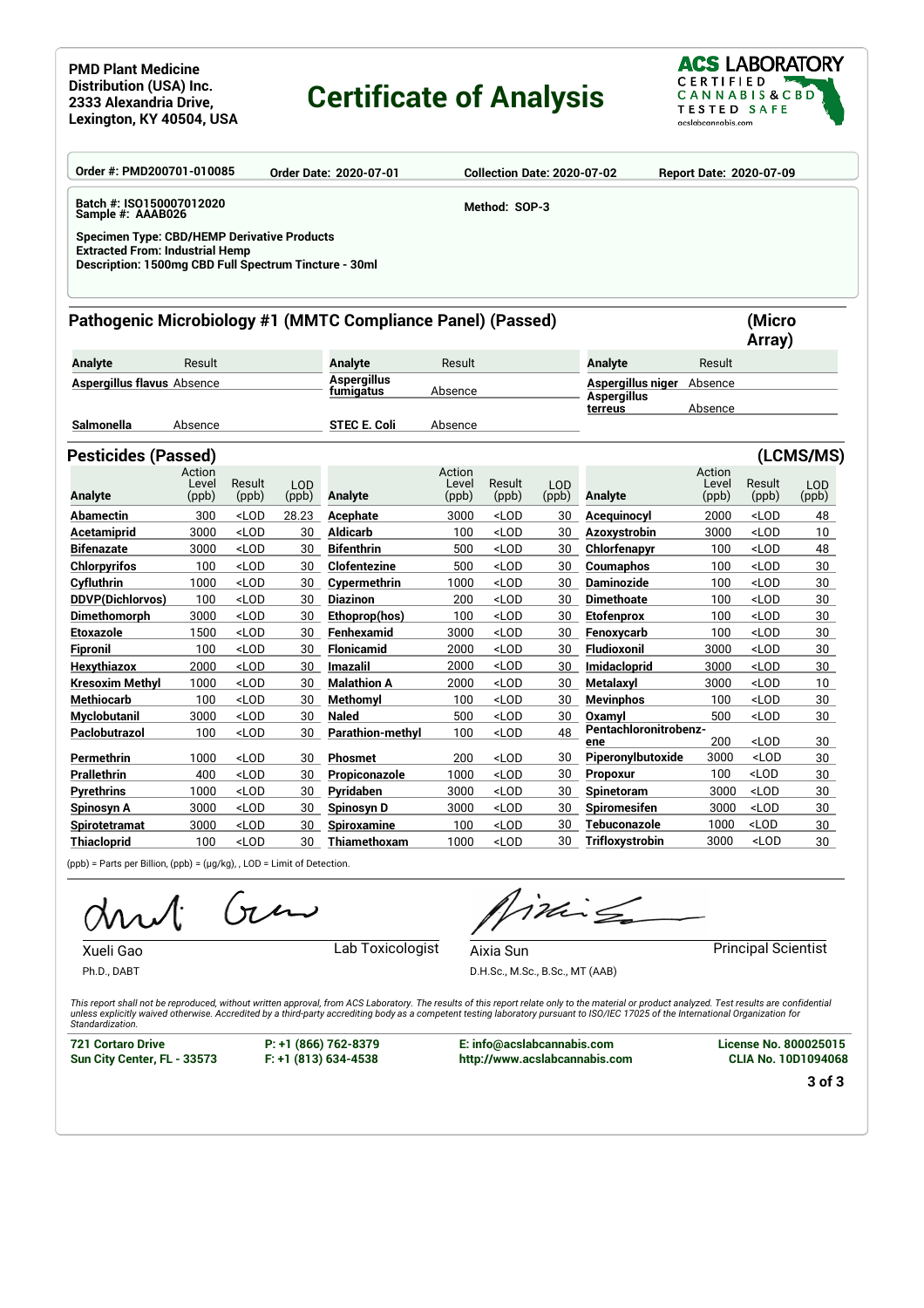PMD Plant Medicine Distribution (USA) Inc.
2333 Alexandria Drive,
Lexington, KY 40504, USA

# Certificate of Analysis

ACS LABORATORY CERTIFIED CANNABIS & CBD TESTED SAFE
acslabcannabis.com

**Order #: PMD200701-010085** **Order Date: 2020-07-01** **Collection Date: 2020-07-02** **Report Date: 2020-07-09**

**Batch #: ISO150007012020**
**Sample #: AAAB026**

**Method: SOP-3**

**Specimen Type: CBD/HEMP Derivative Products**
**Extracted From: Industrial Hemp**
**Description: 1500mg CBD Full Spectrum Tincture - 30ml**

## Pathogenic Microbiology #1 (MMTC Compliance Panel) (Passed) (Micro Array)

| Analyte | Result | Analyte | Result | Analyte | Result |
|---|---|---|---|---|---|
| **Aspergillus flavus** | Absence | **Aspergillus fumigatus** | Absence | **Aspergillus niger** | Absence |
| | | | | **Aspergillus terreus** | Absence |
| **Salmonella** | Absence | **STEC E. Coli** | Absence | | |

## Pesticides (Passed) (LCMS/MS)

| Analyte | Action Level (ppb) | Result (ppb) | LOD (ppb) | Analyte | Action Level (ppb) | Result (ppb) | LOD (ppb) | Analyte | Action Level (ppb) | Result (ppb) | LOD (ppb) |
|---|---|---|---|---|---|---|---|---|---|---|---|
| **Abamectin** | 300 | <LOD | 28.23 | **Acephate** | 3000 | <LOD | 30 | **Acequinocyl** | 2000 | <LOD | 48 |
| **Acetamiprid** | 3000 | <LOD | 30 | **Aldicarb** | 100 | <LOD | 30 | **Azoxystrobin** | 3000 | <LOD | 10 |
| **Bifenazate** | 3000 | <LOD | 30 | **Bifenthrin** | 500 | <LOD | 30 | **Chlorfenapyr** | 100 | <LOD | 48 |
| **Chlorpyrifos** | 100 | <LOD | 30 | **Clofentezine** | 500 | <LOD | 30 | **Coumaphos** | 100 | <LOD | 30 |
| **Cyfluthrin** | 1000 | <LOD | 30 | **Cypermethrin** | 1000 | <LOD | 30 | **Daminozide** | 100 | <LOD | 30 |
| **DDVP(Dichlorvos)** | 100 | <LOD | 30 | **Diazinon** | 200 | <LOD | 30 | **Dimethoate** | 100 | <LOD | 30 |
| **Dimethomorph** | 3000 | <LOD | 30 | **Ethoprop(hos)** | 100 | <LOD | 30 | **Etofenprox** | 100 | <LOD | 30 |
| **Etoxazole** | 1500 | <LOD | 30 | **Fenhexamid** | 3000 | <LOD | 30 | **Fenoxycarb** | 100 | <LOD | 30 |
| **Fipronil** | 100 | <LOD | 30 | **Flonicamid** | 2000 | <LOD | 30 | **Fludioxonil** | 3000 | <LOD | 30 |
| **Hexythiazox** | 2000 | <LOD | 30 | **Imazalil** | 2000 | <LOD | 30 | **Imidacloprid** | 3000 | <LOD | 30 |
| **Kresoxim Methyl** | 1000 | <LOD | 30 | **Malathion A** | 2000 | <LOD | 30 | **Metalaxyl** | 3000 | <LOD | 10 |
| **Methiocarb** | 100 | <LOD | 30 | **Methomyl** | 100 | <LOD | 30 | **Mevinphos** | 100 | <LOD | 30 |
| **Myclobutanil** | 3000 | <LOD | 30 | **Naled** | 500 | <LOD | 30 | **Oxamyl** | 500 | <LOD | 30 |
| **Paclobutrazol** | 100 | <LOD | 30 | **Parathion-methyl** | 100 | <LOD | 48 | **Pentachloronitrobenzene** | 200 | <LOD | 30 |
| **Permethrin** | 1000 | <LOD | 30 | **Phosmet** | 200 | <LOD | 30 | **Piperonylbutoxide** | 3000 | <LOD | 30 |
| **Prallethrin** | 400 | <LOD | 30 | **Propiconazole** | 1000 | <LOD | 30 | **Propoxur** | 100 | <LOD | 30 |
| **Pyrethrins** | 1000 | <LOD | 30 | **Pyridaben** | 3000 | <LOD | 30 | **Spinetoram** | 3000 | <LOD | 30 |
| **Spinosyn A** | 3000 | <LOD | 30 | **Spinosyn D** | 3000 | <LOD | 30 | **Spiromesifen** | 3000 | <LOD | 30 |
| **Spirotetramat** | 3000 | <LOD | 30 | **Spiroxamine** | 100 | <LOD | 30 | **Tebuconazole** | 1000 | <LOD | 30 |
| **Thiacloprid** | 100 | <LOD | 30 | **Thiamethoxam** | 1000 | <LOD | 30 | **Trifloxystrobin** | 3000 | <LOD | 30 |

(ppb) = Parts per Billion, (ppb) = (µg/kg), , LOD = Limit of Detection.

Xueli Gao — Lab Toxicologist
Ph.D., DABT

Aixia Sun — Principal Scientist
D.H.Sc., M.Sc., B.Sc., MT (AAB)

*This report shall not be reproduced, without written approval, from ACS Laboratory. The results of this report relate only to the material or product analyzed. Test results are confidential unless explicitly waived otherwise. Accredited by a third-party accrediting body as a competent testing laboratory pursuant to ISO/IEC 17025 of the International Organization for Standardization.*

**721 Cortaro Drive**
**Sun City Center, FL - 33573**

**P: +1 (866) 762-8379**
**F: +1 (813) 634-4538**

**E: info@acslabcannabis.com**
**http://www.acslabcannabis.com**

**License No. 800025015**
**CLIA No. 10D1094068**